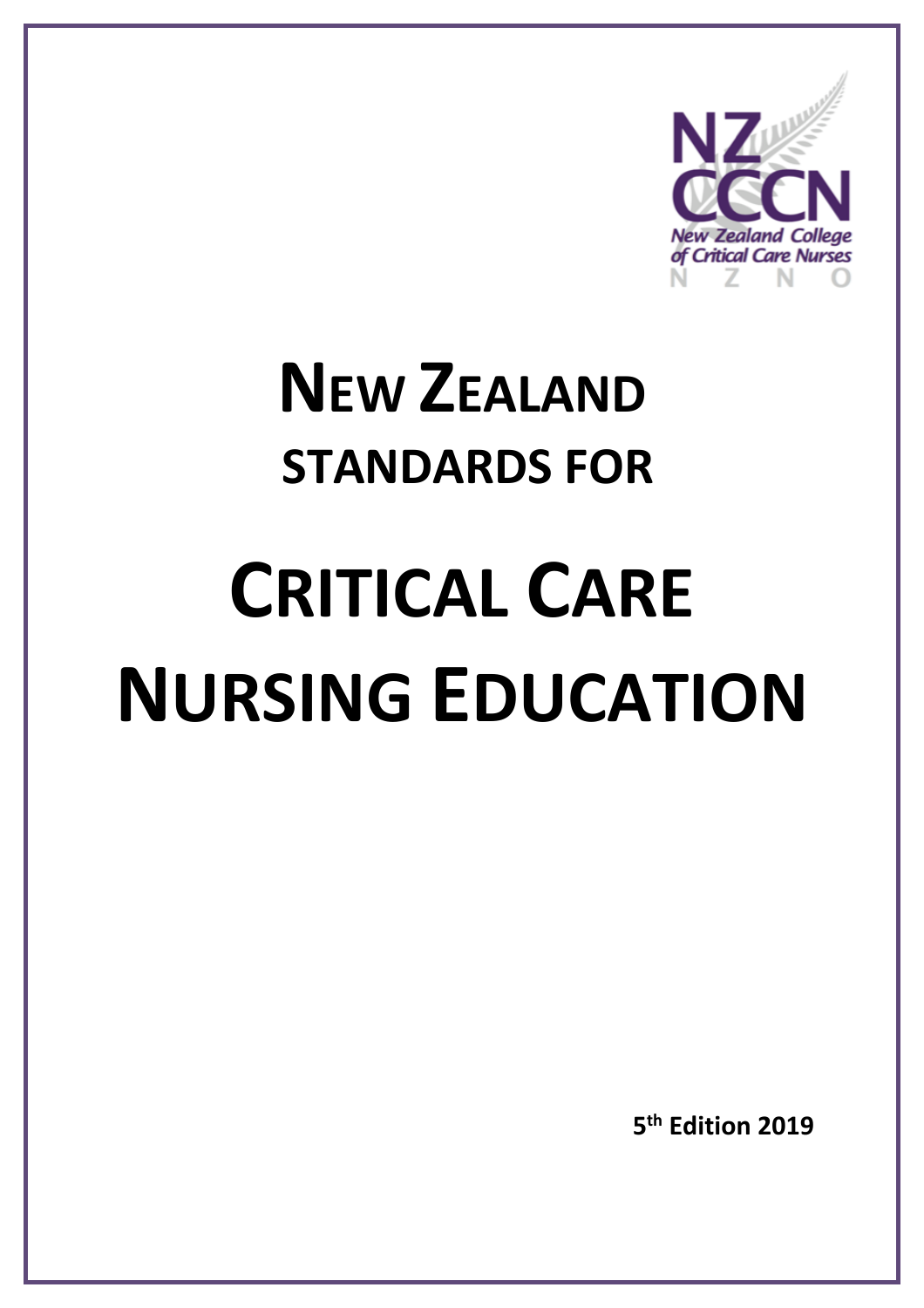NZ CCCN

New Zealand College of Critical Care Nurses

N Z N O

# New Zealand Standards for Critical Care Nursing Education

**5th Edition 2019**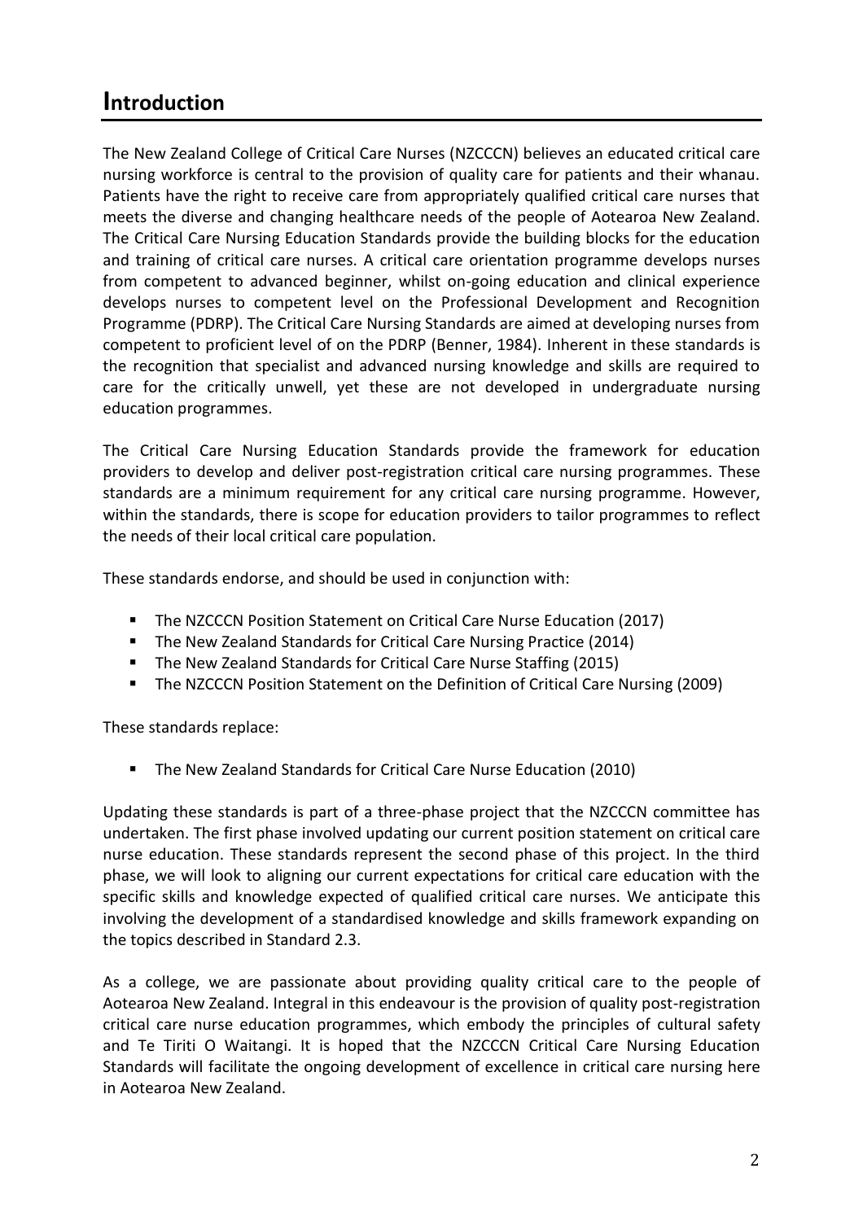# Introduction

The New Zealand College of Critical Care Nurses (NZCCCN) believes an educated critical care nursing workforce is central to the provision of quality care for patients and their whanau. Patients have the right to receive care from appropriately qualified critical care nurses that meets the diverse and changing healthcare needs of the people of Aotearoa New Zealand. The Critical Care Nursing Education Standards provide the building blocks for the education and training of critical care nurses. A critical care orientation programme develops nurses from competent to advanced beginner, whilst on-going education and clinical experience develops nurses to competent level on the Professional Development and Recognition Programme (PDRP). The Critical Care Nursing Standards are aimed at developing nurses from competent to proficient level of on the PDRP (Benner, 1984). Inherent in these standards is the recognition that specialist and advanced nursing knowledge and skills are required to care for the critically unwell, yet these are not developed in undergraduate nursing education programmes.

The Critical Care Nursing Education Standards provide the framework for education providers to develop and deliver post-registration critical care nursing programmes. These standards are a minimum requirement for any critical care nursing programme. However, within the standards, there is scope for education providers to tailor programmes to reflect the needs of their local critical care population.

These standards endorse, and should be used in conjunction with:

- The NZCCCN Position Statement on Critical Care Nurse Education (2017)
- The New Zealand Standards for Critical Care Nursing Practice (2014)
- The New Zealand Standards for Critical Care Nurse Staffing (2015)
- The NZCCCN Position Statement on the Definition of Critical Care Nursing (2009)

These standards replace:

- The New Zealand Standards for Critical Care Nurse Education (2010)

Updating these standards is part of a three-phase project that the NZCCCN committee has undertaken. The first phase involved updating our current position statement on critical care nurse education. These standards represent the second phase of this project. In the third phase, we will look to aligning our current expectations for critical care education with the specific skills and knowledge expected of qualified critical care nurses. We anticipate this involving the development of a standardised knowledge and skills framework expanding on the topics described in Standard 2.3.

As a college, we are passionate about providing quality critical care to the people of Aotearoa New Zealand. Integral in this endeavour is the provision of quality post-registration critical care nurse education programmes, which embody the principles of cultural safety and Te Tiriti O Waitangi. It is hoped that the NZCCCN Critical Care Nursing Education Standards will facilitate the ongoing development of excellence in critical care nursing here in Aotearoa New Zealand.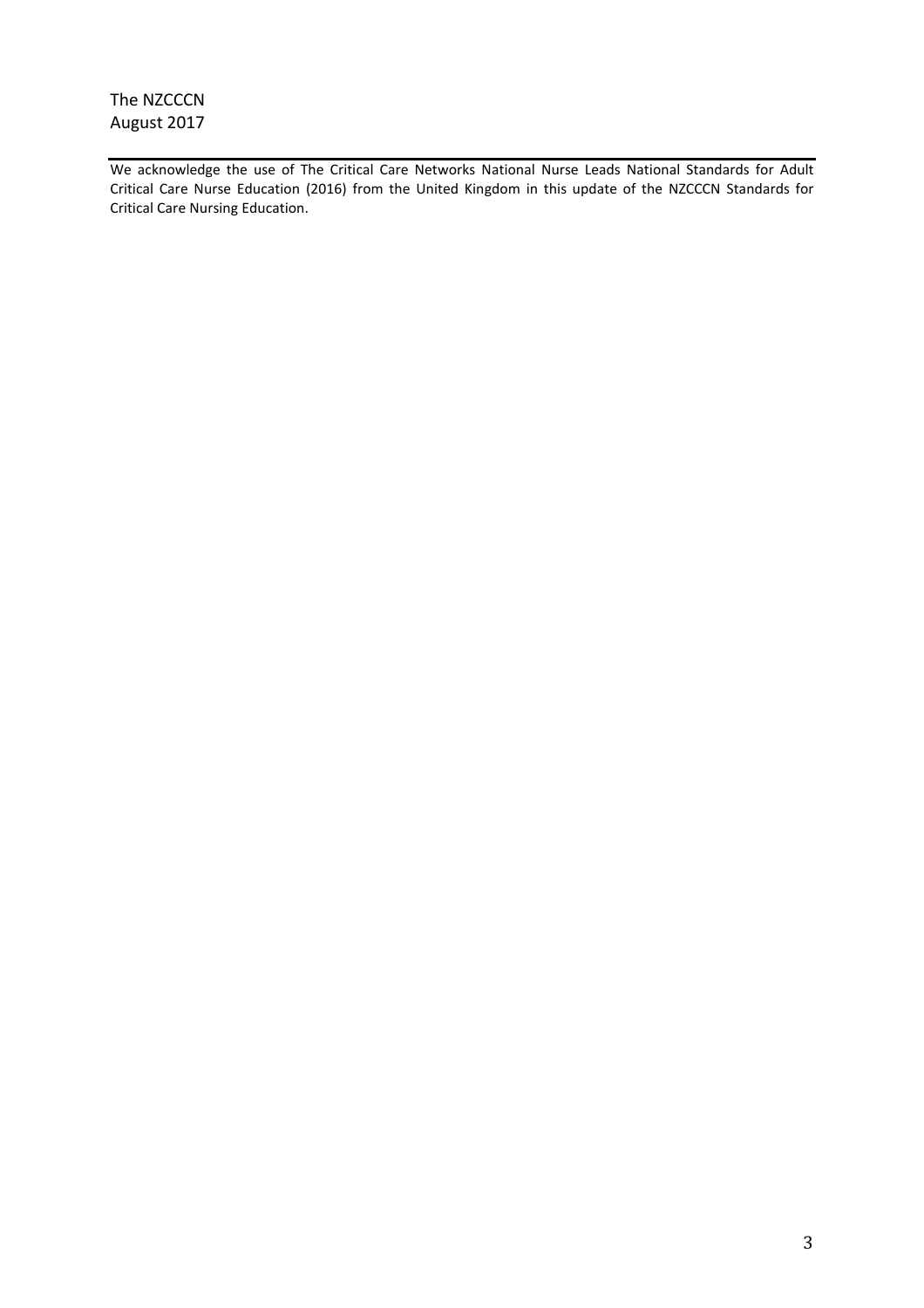The NZCCCN
August 2017

---

We acknowledge the use of The Critical Care Networks National Nurse Leads National Standards for Adult Critical Care Nurse Education (2016) from the United Kingdom in this update of the NZCCCN Standards for Critical Care Nursing Education.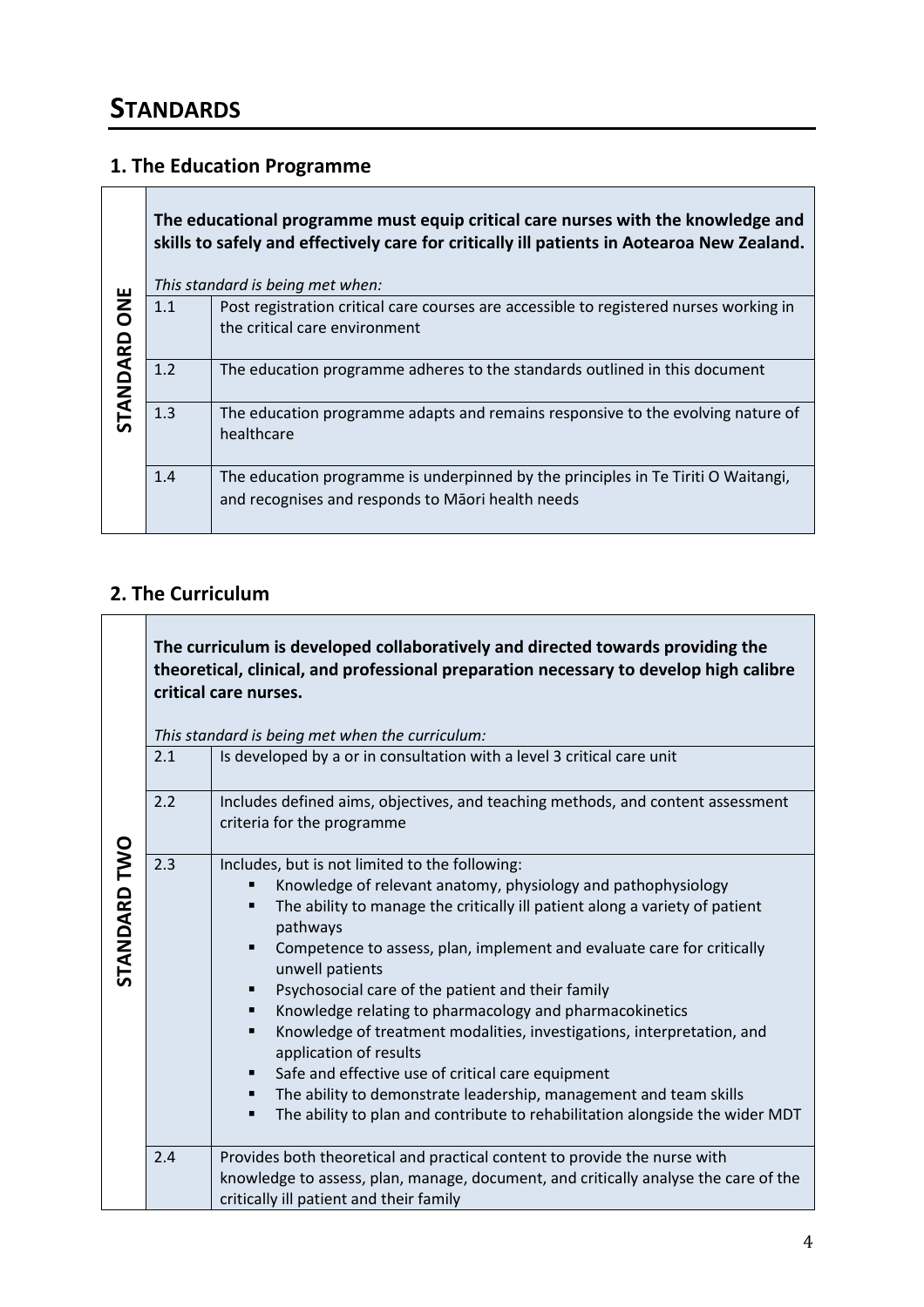# STANDARDS

## 1. The Education Programme

| STANDARD ONE | | |
|---|---|---|
| | **The educational programme must equip critical care nurses with the knowledge and skills to safely and effectively care for critically ill patients in Aotearoa New Zealand.**<br><br>*This standard is being met when:* | |
| | 1.1 | Post registration critical care courses are accessible to registered nurses working in the critical care environment |
| | 1.2 | The education programme adheres to the standards outlined in this document |
| | 1.3 | The education programme adapts and remains responsive to the evolving nature of healthcare |
| | 1.4 | The education programme is underpinned by the principles in Te Tiriti O Waitangi, and recognises and responds to Māori health needs |

## 2. The Curriculum

| STANDARD TWO | | |
|---|---|---|
| | **The curriculum is developed collaboratively and directed towards providing the theoretical, clinical, and professional preparation necessary to develop high calibre critical care nurses.**<br><br>*This standard is being met when the curriculum:* | |
| | 2.1 | Is developed by a or in consultation with a level 3 critical care unit |
| | 2.2 | Includes defined aims, objectives, and teaching methods, and content assessment criteria for the programme |
| | 2.3 | Includes, but is not limited to the following:<br>▪ Knowledge of relevant anatomy, physiology and pathophysiology<br>▪ The ability to manage the critically ill patient along a variety of patient pathways<br>▪ Competence to assess, plan, implement and evaluate care for critically unwell patients<br>▪ Psychosocial care of the patient and their family<br>▪ Knowledge relating to pharmacology and pharmacokinetics<br>▪ Knowledge of treatment modalities, investigations, interpretation, and application of results<br>▪ Safe and effective use of critical care equipment<br>▪ The ability to demonstrate leadership, management and team skills<br>▪ The ability to plan and contribute to rehabilitation alongside the wider MDT |
| | 2.4 | Provides both theoretical and practical content to provide the nurse with knowledge to assess, plan, manage, document, and critically analyse the care of the critically ill patient and their family |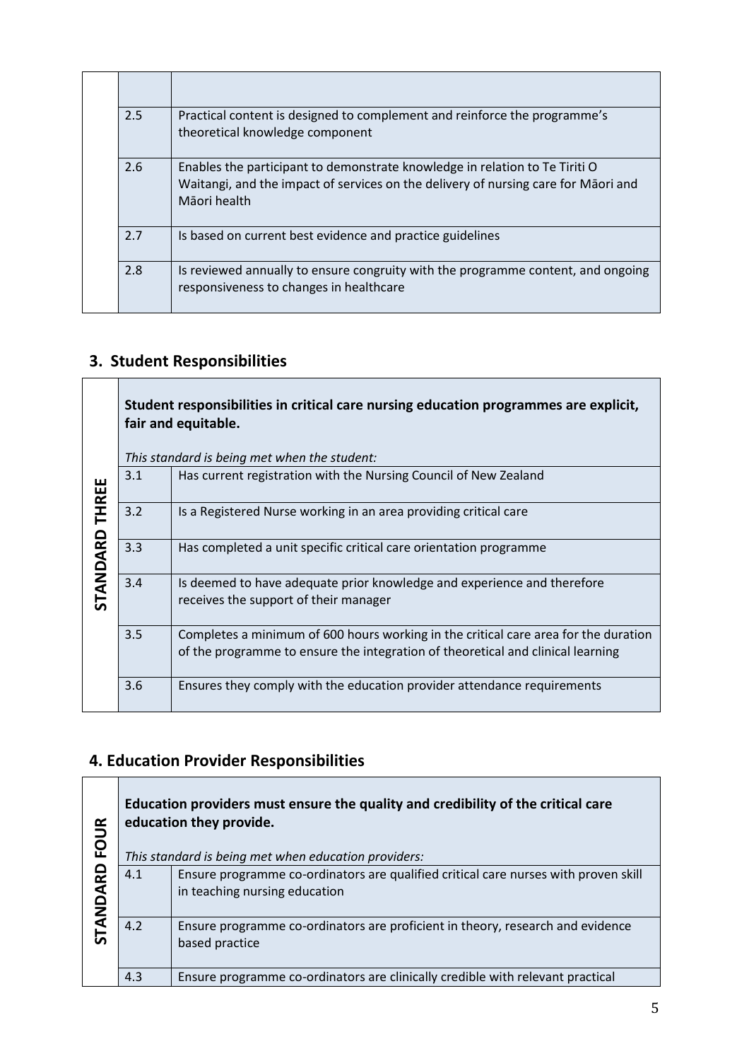| | | |
|---|---|---|
| | | |
| | 2.5 | Practical content is designed to complement and reinforce the programme's theoretical knowledge component |
| | 2.6 | Enables the participant to demonstrate knowledge in relation to Te Tiriti O Waitangi, and the impact of services on the delivery of nursing care for Māori and Māori health |
| | 2.7 | Is based on current best evidence and practice guidelines |
| | 2.8 | Is reviewed annually to ensure congruity with the programme content, and ongoing responsiveness to changes in healthcare |

## 3. Student Responsibilities

| STANDARD THREE | **Student responsibilities in critical care nursing education programmes are explicit, fair and equitable.**<br><br>*This standard is being met when the student:* | |
|---|---|---|
| | 3.1 | Has current registration with the Nursing Council of New Zealand |
| | 3.2 | Is a Registered Nurse working in an area providing critical care |
| | 3.3 | Has completed a unit specific critical care orientation programme |
| | 3.4 | Is deemed to have adequate prior knowledge and experience and therefore receives the support of their manager |
| | 3.5 | Completes a minimum of 600 hours working in the critical care area for the duration of the programme to ensure the integration of theoretical and clinical learning |
| | 3.6 | Ensures they comply with the education provider attendance requirements |

## 4. Education Provider Responsibilities

| STANDARD FOUR | **Education providers must ensure the quality and credibility of the critical care education they provide.**<br><br>*This standard is being met when education providers:* | |
|---|---|---|
| | 4.1 | Ensure programme co-ordinators are qualified critical care nurses with proven skill in teaching nursing education |
| | 4.2 | Ensure programme co-ordinators are proficient in theory, research and evidence based practice |
| | 4.3 | Ensure programme co-ordinators are clinically credible with relevant practical |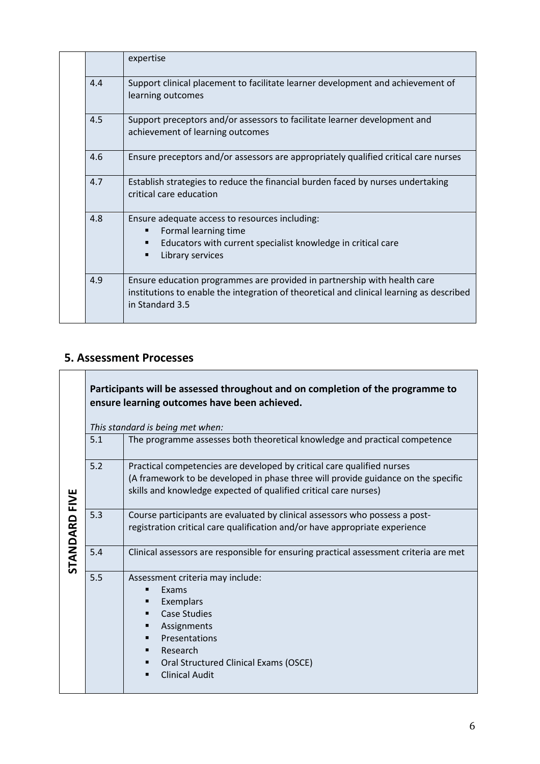| | | |
|---|---|---|
| | | expertise |
| | 4.4 | Support clinical placement to facilitate learner development and achievement of learning outcomes |
| | 4.5 | Support preceptors and/or assessors to facilitate learner development and achievement of learning outcomes |
| | 4.6 | Ensure preceptors and/or assessors are appropriately qualified critical care nurses |
| | 4.7 | Establish strategies to reduce the financial burden faced by nurses undertaking critical care education |
| | 4.8 | Ensure adequate access to resources including:<br>▪ Formal learning time<br>▪ Educators with current specialist knowledge in critical care<br>▪ Library services |
| | 4.9 | Ensure education programmes are provided in partnership with health care institutions to enable the integration of theoretical and clinical learning as described in Standard 3.5 |

## 5. Assessment Processes

| STANDARD FIVE | | |
|---|---|---|
| | | **Participants will be assessed throughout and on completion of the programme to ensure learning outcomes have been achieved.**<br><br>*This standard is being met when:* |
| | 5.1 | The programme assesses both theoretical knowledge and practical competence |
| | 5.2 | Practical competencies are developed by critical care qualified nurses<br>(A framework to be developed in phase three will provide guidance on the specific skills and knowledge expected of qualified critical care nurses) |
| | 5.3 | Course participants are evaluated by clinical assessors who possess a post-registration critical care qualification and/or have appropriate experience |
| | 5.4 | Clinical assessors are responsible for ensuring practical assessment criteria are met |
| | 5.5 | Assessment criteria may include:<br>▪ Exams<br>▪ Exemplars<br>▪ Case Studies<br>▪ Assignments<br>▪ Presentations<br>▪ Research<br>▪ Oral Structured Clinical Exams (OSCE)<br>▪ Clinical Audit |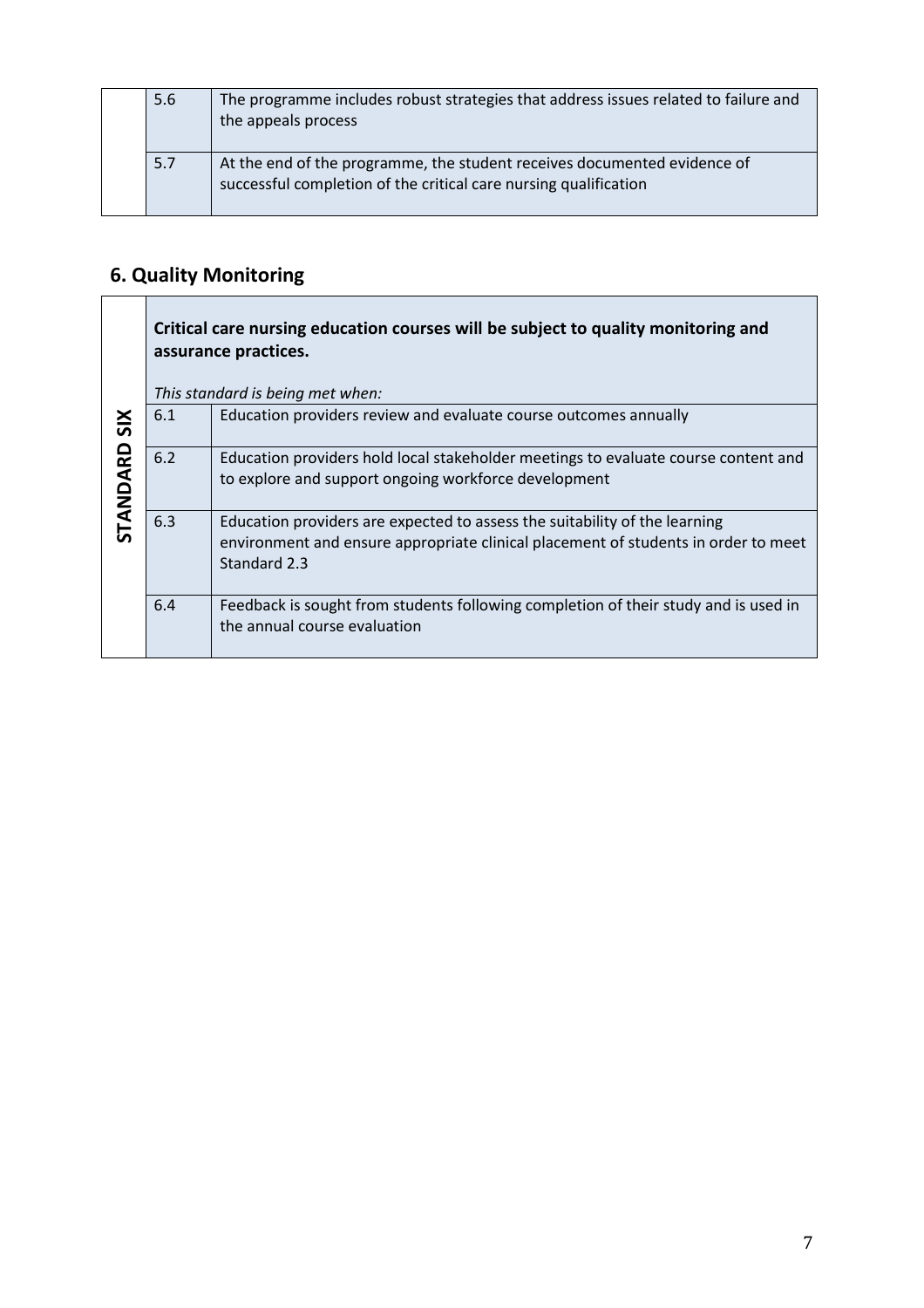| | | |
|---|---|---|
| | 5.6 | The programme includes robust strategies that address issues related to failure and the appeals process |
| | 5.7 | At the end of the programme, the student receives documented evidence of successful completion of the critical care nursing qualification |

## 6. Quality Monitoring

| | | |
|---|---|---|
| **STANDARD SIX** | **Critical care nursing education courses will be subject to quality monitoring and assurance practices.**<br><br>*This standard is being met when:* | |
| | 6.1 | Education providers review and evaluate course outcomes annually |
| | 6.2 | Education providers hold local stakeholder meetings to evaluate course content and to explore and support ongoing workforce development |
| | 6.3 | Education providers are expected to assess the suitability of the learning environment and ensure appropriate clinical placement of students in order to meet Standard 2.3 |
| | 6.4 | Feedback is sought from students following completion of their study and is used in the annual course evaluation |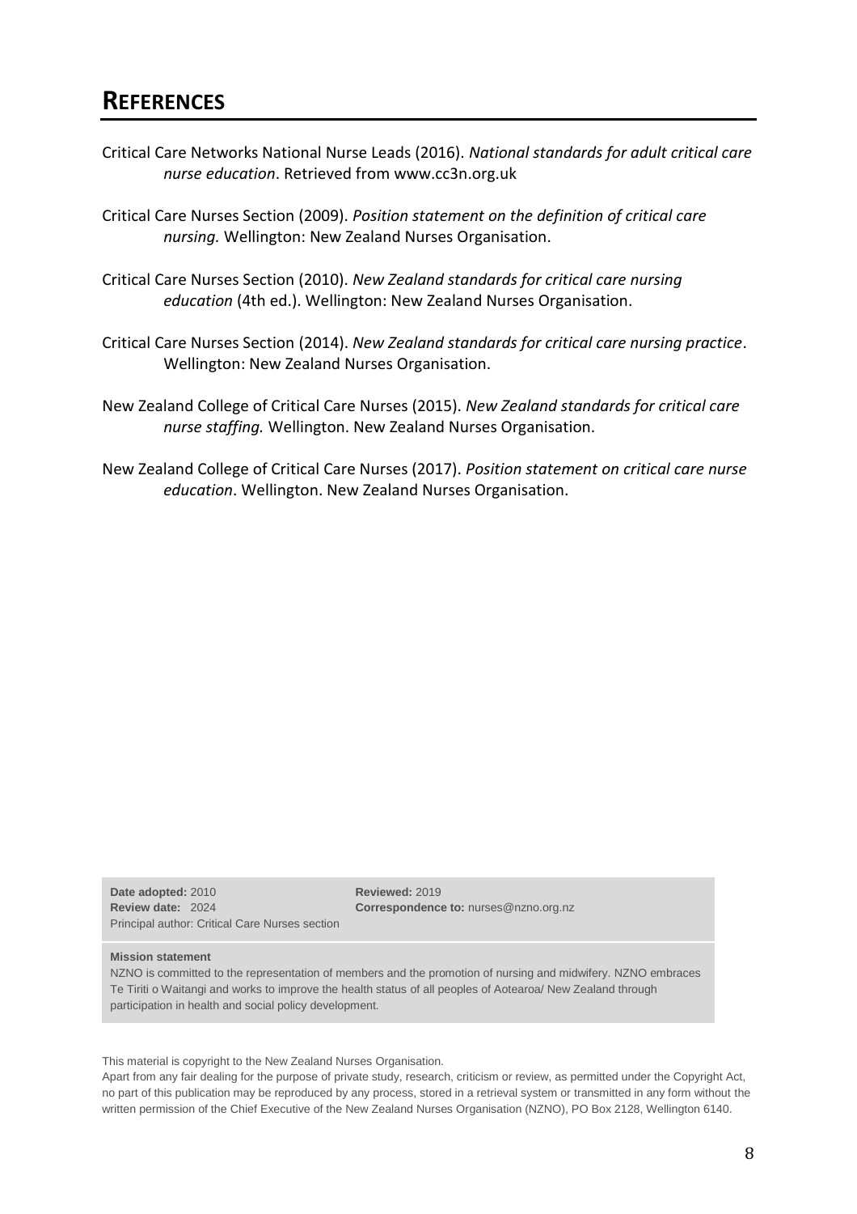## REFERENCES

Critical Care Networks National Nurse Leads (2016). *National standards for adult critical care nurse education*. Retrieved from www.cc3n.org.uk

Critical Care Nurses Section (2009). *Position statement on the definition of critical care nursing.* Wellington: New Zealand Nurses Organisation.

Critical Care Nurses Section (2010). *New Zealand standards for critical care nursing education* (4th ed.). Wellington: New Zealand Nurses Organisation.

Critical Care Nurses Section (2014). *New Zealand standards for critical care nursing practice*. Wellington: New Zealand Nurses Organisation.

New Zealand College of Critical Care Nurses (2015). *New Zealand standards for critical care nurse staffing.* Wellington. New Zealand Nurses Organisation.

New Zealand College of Critical Care Nurses (2017). *Position statement on critical care nurse education*. Wellington. New Zealand Nurses Organisation.

**Date adopted:** 2010
**Review date:** 2024
Principal author: Critical Care Nurses section

**Reviewed:** 2019
**Correspondence to:** nurses@nzno.org.nz

**Mission statement**

NZNO is committed to the representation of members and the promotion of nursing and midwifery. NZNO embraces Te Tiriti o Waitangi and works to improve the health status of all peoples of Aotearoa/ New Zealand through participation in health and social policy development.

This material is copyright to the New Zealand Nurses Organisation.

Apart from any fair dealing for the purpose of private study, research, criticism or review, as permitted under the Copyright Act, no part of this publication may be reproduced by any process, stored in a retrieval system or transmitted in any form without the written permission of the Chief Executive of the New Zealand Nurses Organisation (NZNO), PO Box 2128, Wellington 6140.